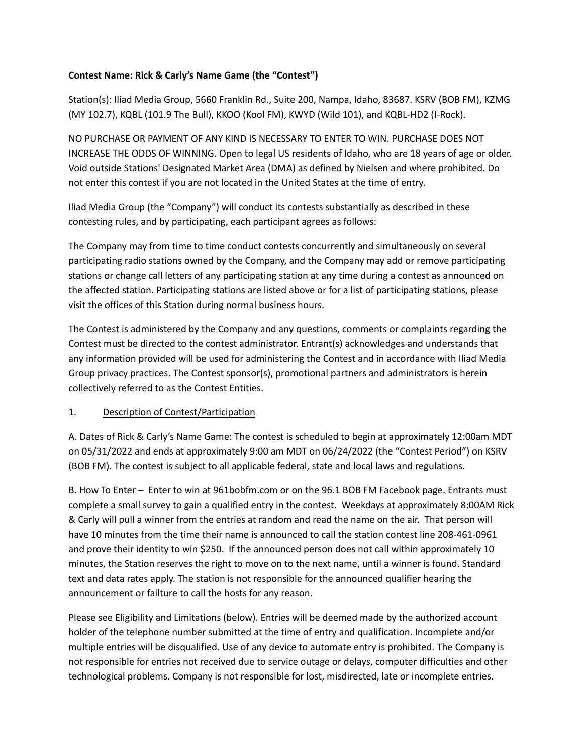**Contest Name: Rick & Carly's Name Game (the "Contest")**

Station(s): Iliad Media Group, 5660 Franklin Rd., Suite 200, Nampa, Idaho, 83687. KSRV (BOB FM), KZMG (MY 102.7), KQBL (101.9 The Bull), KKOO (Kool FM), KWYD (Wild 101), and KQBL-HD2 (I-Rock).

NO PURCHASE OR PAYMENT OF ANY KIND IS NECESSARY TO ENTER TO WIN. PURCHASE DOES NOT INCREASE THE ODDS OF WINNING. Open to legal US residents of Idaho, who are 18 years of age or older. Void outside Stations' Designated Market Area (DMA) as defined by Nielsen and where prohibited. Do not enter this contest if you are not located in the United States at the time of entry.

Iliad Media Group (the "Company") will conduct its contests substantially as described in these contesting rules, and by participating, each participant agrees as follows:

The Company may from time to time conduct contests concurrently and simultaneously on several participating radio stations owned by the Company, and the Company may add or remove participating stations or change call letters of any participating station at any time during a contest as announced on the affected station. Participating stations are listed above or for a list of participating stations, please visit the offices of this Station during normal business hours.

The Contest is administered by the Company and any questions, comments or complaints regarding the Contest must be directed to the contest administrator. Entrant(s) acknowledges and understands that any information provided will be used for administering the Contest and in accordance with Iliad Media Group privacy practices. The Contest sponsor(s), promotional partners and administrators is herein collectively referred to as the Contest Entities.

1. Description of Contest/Participation

A. Dates of Rick & Carly's Name Game: The contest is scheduled to begin at approximately 12:00am MDT on 05/31/2022 and ends at approximately 9:00 am MDT on 06/24/2022 (the "Contest Period") on KSRV (BOB FM). The contest is subject to all applicable federal, state and local laws and regulations.

B. How To Enter – Enter to win at 961bobfm.com or on the 96.1 BOB FM Facebook page. Entrants must complete a small survey to gain a qualified entry in the contest. Weekdays at approximately 8:00AM Rick & Carly will pull a winner from the entries at random and read the name on the air. That person will have 10 minutes from the time their name is announced to call the station contest line 208-461-0961 and prove their identity to win $250. If the announced person does not call within approximately 10 minutes, the Station reserves the right to move on to the next name, until a winner is found. Standard text and data rates apply. The station is not responsible for the announced qualifier hearing the announcement or failure to call the hosts for any reason.

Please see Eligibility and Limitations (below). Entries will be deemed made by the authorized account holder of the telephone number submitted at the time of entry and qualification. Incomplete and/or multiple entries will be disqualified. Use of any device to automate entry is prohibited. The Company is not responsible for entries not received due to service outage or delays, computer difficulties and other technological problems. Company is not responsible for lost, misdirected, late or incomplete entries.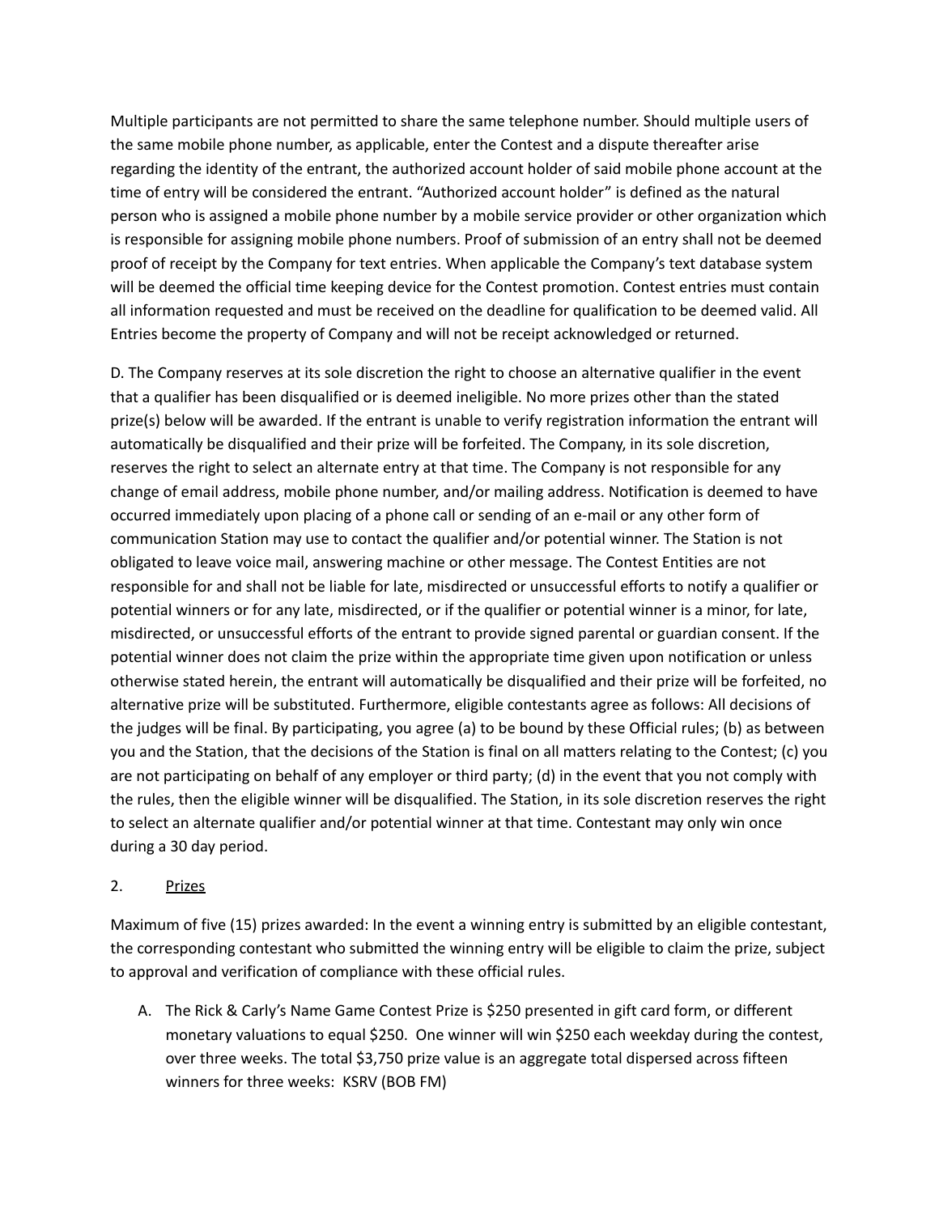Multiple participants are not permitted to share the same telephone number. Should multiple users of the same mobile phone number, as applicable, enter the Contest and a dispute thereafter arise regarding the identity of the entrant, the authorized account holder of said mobile phone account at the time of entry will be considered the entrant. “Authorized account holder” is defined as the natural person who is assigned a mobile phone number by a mobile service provider or other organization which is responsible for assigning mobile phone numbers. Proof of submission of an entry shall not be deemed proof of receipt by the Company for text entries. When applicable the Company’s text database system will be deemed the official time keeping device for the Contest promotion. Contest entries must contain all information requested and must be received on the deadline for qualification to be deemed valid. All Entries become the property of Company and will not be receipt acknowledged or returned.

D. The Company reserves at its sole discretion the right to choose an alternative qualifier in the event that a qualifier has been disqualified or is deemed ineligible. No more prizes other than the stated prize(s) below will be awarded. If the entrant is unable to verify registration information the entrant will automatically be disqualified and their prize will be forfeited. The Company, in its sole discretion, reserves the right to select an alternate entry at that time. The Company is not responsible for any change of email address, mobile phone number, and/or mailing address. Notification is deemed to have occurred immediately upon placing of a phone call or sending of an e-mail or any other form of communication Station may use to contact the qualifier and/or potential winner. The Station is not obligated to leave voice mail, answering machine or other message. The Contest Entities are not responsible for and shall not be liable for late, misdirected or unsuccessful efforts to notify a qualifier or potential winners or for any late, misdirected, or if the qualifier or potential winner is a minor, for late, misdirected, or unsuccessful efforts of the entrant to provide signed parental or guardian consent. If the potential winner does not claim the prize within the appropriate time given upon notification or unless otherwise stated herein, the entrant will automatically be disqualified and their prize will be forfeited, no alternative prize will be substituted. Furthermore, eligible contestants agree as follows: All decisions of the judges will be final. By participating, you agree (a) to be bound by these Official rules; (b) as between you and the Station, that the decisions of the Station is final on all matters relating to the Contest; (c) you are not participating on behalf of any employer or third party; (d) in the event that you not comply with the rules, then the eligible winner will be disqualified. The Station, in its sole discretion reserves the right to select an alternate qualifier and/or potential winner at that time. Contestant may only win once during a 30 day period.

2. Prizes

Maximum of five (15) prizes awarded: In the event a winning entry is submitted by an eligible contestant, the corresponding contestant who submitted the winning entry will be eligible to claim the prize, subject to approval and verification of compliance with these official rules.

A. The Rick & Carly’s Name Game Contest Prize is $250 presented in gift card form, or different monetary valuations to equal $250. One winner will win $250 each weekday during the contest, over three weeks. The total $3,750 prize value is an aggregate total dispersed across fifteen winners for three weeks: KSRV (BOB FM)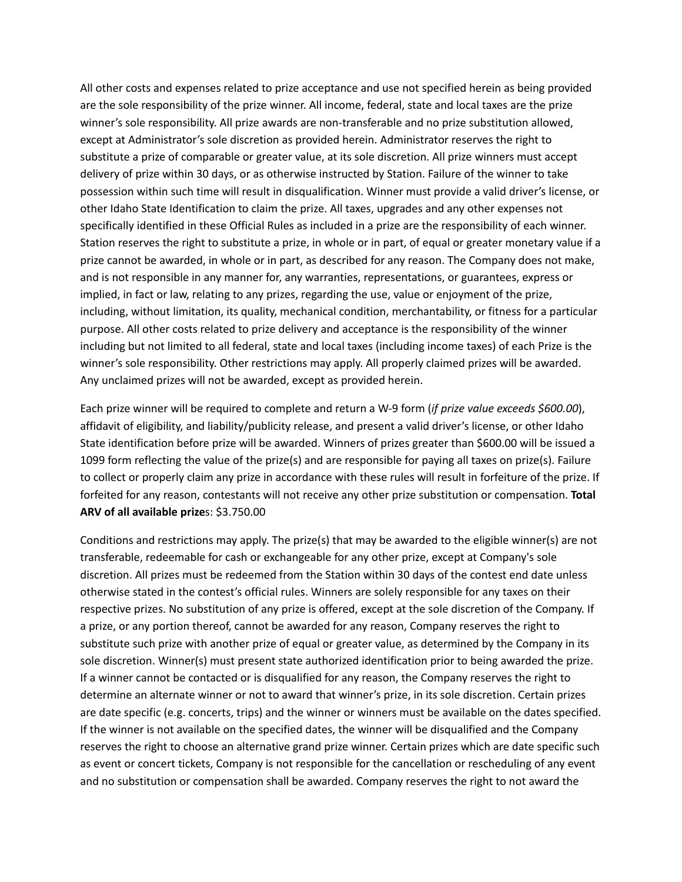All other costs and expenses related to prize acceptance and use not specified herein as being provided are the sole responsibility of the prize winner. All income, federal, state and local taxes are the prize winner's sole responsibility. All prize awards are non-transferable and no prize substitution allowed, except at Administrator's sole discretion as provided herein. Administrator reserves the right to substitute a prize of comparable or greater value, at its sole discretion. All prize winners must accept delivery of prize within 30 days, or as otherwise instructed by Station. Failure of the winner to take possession within such time will result in disqualification. Winner must provide a valid driver's license, or other Idaho State Identification to claim the prize. All taxes, upgrades and any other expenses not specifically identified in these Official Rules as included in a prize are the responsibility of each winner. Station reserves the right to substitute a prize, in whole or in part, of equal or greater monetary value if a prize cannot be awarded, in whole or in part, as described for any reason. The Company does not make, and is not responsible in any manner for, any warranties, representations, or guarantees, express or implied, in fact or law, relating to any prizes, regarding the use, value or enjoyment of the prize, including, without limitation, its quality, mechanical condition, merchantability, or fitness for a particular purpose. All other costs related to prize delivery and acceptance is the responsibility of the winner including but not limited to all federal, state and local taxes (including income taxes) of each Prize is the winner's sole responsibility. Other restrictions may apply. All properly claimed prizes will be awarded. Any unclaimed prizes will not be awarded, except as provided herein.

Each prize winner will be required to complete and return a W-9 form (*if prize value exceeds $600.00*), affidavit of eligibility, and liability/publicity release, and present a valid driver's license, or other Idaho State identification before prize will be awarded. Winners of prizes greater than $600.00 will be issued a 1099 form reflecting the value of the prize(s) and are responsible for paying all taxes on prize(s). Failure to collect or properly claim any prize in accordance with these rules will result in forfeiture of the prize. If forfeited for any reason, contestants will not receive any other prize substitution or compensation. **Total ARV of all available prize**s: $3.750.00

Conditions and restrictions may apply. The prize(s) that may be awarded to the eligible winner(s) are not transferable, redeemable for cash or exchangeable for any other prize, except at Company's sole discretion. All prizes must be redeemed from the Station within 30 days of the contest end date unless otherwise stated in the contest's official rules. Winners are solely responsible for any taxes on their respective prizes. No substitution of any prize is offered, except at the sole discretion of the Company. If a prize, or any portion thereof, cannot be awarded for any reason, Company reserves the right to substitute such prize with another prize of equal or greater value, as determined by the Company in its sole discretion. Winner(s) must present state authorized identification prior to being awarded the prize. If a winner cannot be contacted or is disqualified for any reason, the Company reserves the right to determine an alternate winner or not to award that winner's prize, in its sole discretion. Certain prizes are date specific (e.g. concerts, trips) and the winner or winners must be available on the dates specified. If the winner is not available on the specified dates, the winner will be disqualified and the Company reserves the right to choose an alternative grand prize winner. Certain prizes which are date specific such as event or concert tickets, Company is not responsible for the cancellation or rescheduling of any event and no substitution or compensation shall be awarded. Company reserves the right to not award the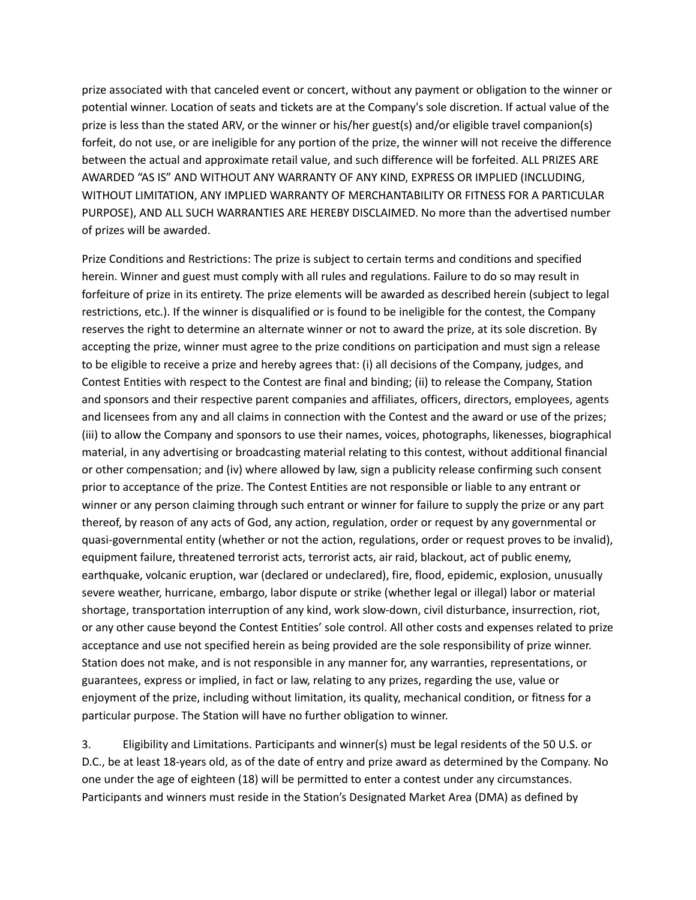prize associated with that canceled event or concert, without any payment or obligation to the winner or potential winner. Location of seats and tickets are at the Company's sole discretion. If actual value of the prize is less than the stated ARV, or the winner or his/her guest(s) and/or eligible travel companion(s) forfeit, do not use, or are ineligible for any portion of the prize, the winner will not receive the difference between the actual and approximate retail value, and such difference will be forfeited. ALL PRIZES ARE AWARDED "AS IS" AND WITHOUT ANY WARRANTY OF ANY KIND, EXPRESS OR IMPLIED (INCLUDING, WITHOUT LIMITATION, ANY IMPLIED WARRANTY OF MERCHANTABILITY OR FITNESS FOR A PARTICULAR PURPOSE), AND ALL SUCH WARRANTIES ARE HEREBY DISCLAIMED. No more than the advertised number of prizes will be awarded.

Prize Conditions and Restrictions: The prize is subject to certain terms and conditions and specified herein. Winner and guest must comply with all rules and regulations. Failure to do so may result in forfeiture of prize in its entirety. The prize elements will be awarded as described herein (subject to legal restrictions, etc.). If the winner is disqualified or is found to be ineligible for the contest, the Company reserves the right to determine an alternate winner or not to award the prize, at its sole discretion. By accepting the prize, winner must agree to the prize conditions on participation and must sign a release to be eligible to receive a prize and hereby agrees that: (i) all decisions of the Company, judges, and Contest Entities with respect to the Contest are final and binding; (ii) to release the Company, Station and sponsors and their respective parent companies and affiliates, officers, directors, employees, agents and licensees from any and all claims in connection with the Contest and the award or use of the prizes; (iii) to allow the Company and sponsors to use their names, voices, photographs, likenesses, biographical material, in any advertising or broadcasting material relating to this contest, without additional financial or other compensation; and (iv) where allowed by law, sign a publicity release confirming such consent prior to acceptance of the prize. The Contest Entities are not responsible or liable to any entrant or winner or any person claiming through such entrant or winner for failure to supply the prize or any part thereof, by reason of any acts of God, any action, regulation, order or request by any governmental or quasi-governmental entity (whether or not the action, regulations, order or request proves to be invalid), equipment failure, threatened terrorist acts, terrorist acts, air raid, blackout, act of public enemy, earthquake, volcanic eruption, war (declared or undeclared), fire, flood, epidemic, explosion, unusually severe weather, hurricane, embargo, labor dispute or strike (whether legal or illegal) labor or material shortage, transportation interruption of any kind, work slow-down, civil disturbance, insurrection, riot, or any other cause beyond the Contest Entities' sole control. All other costs and expenses related to prize acceptance and use not specified herein as being provided are the sole responsibility of prize winner. Station does not make, and is not responsible in any manner for, any warranties, representations, or guarantees, express or implied, in fact or law, relating to any prizes, regarding the use, value or enjoyment of the prize, including without limitation, its quality, mechanical condition, or fitness for a particular purpose. The Station will have no further obligation to winner.

3. Eligibility and Limitations. Participants and winner(s) must be legal residents of the 50 U.S. or D.C., be at least 18-years old, as of the date of entry and prize award as determined by the Company. No one under the age of eighteen (18) will be permitted to enter a contest under any circumstances. Participants and winners must reside in the Station's Designated Market Area (DMA) as defined by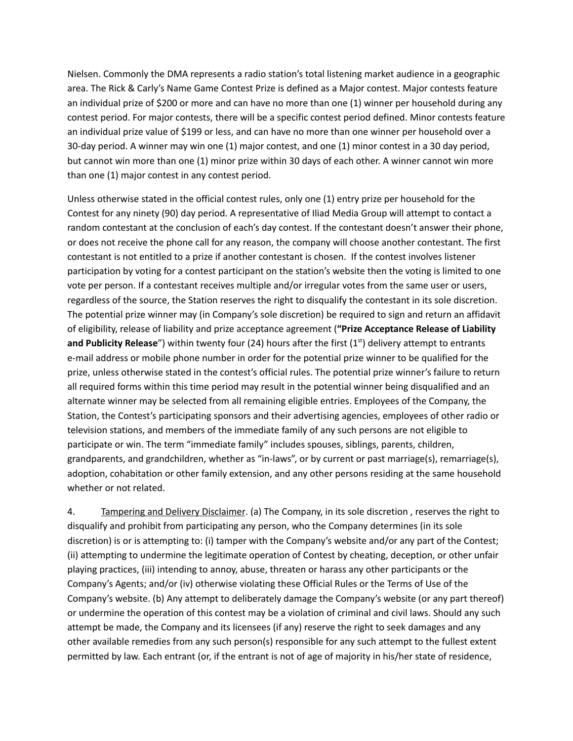Nielsen. Commonly the DMA represents a radio station's total listening market audience in a geographic area. The Rick & Carly's Name Game Contest Prize is defined as a Major contest. Major contests feature an individual prize of $200 or more and can have no more than one (1) winner per household during any contest period. For major contests, there will be a specific contest period defined. Minor contests feature an individual prize value of $199 or less, and can have no more than one winner per household over a 30-day period. A winner may win one (1) major contest, and one (1) minor contest in a 30 day period, but cannot win more than one (1) minor prize within 30 days of each other. A winner cannot win more than one (1) major contest in any contest period.

Unless otherwise stated in the official contest rules, only one (1) entry prize per household for the Contest for any ninety (90) day period. A representative of Iliad Media Group will attempt to contact a random contestant at the conclusion of each's day contest. If the contestant doesn't answer their phone, or does not receive the phone call for any reason, the company will choose another contestant. The first contestant is not entitled to a prize if another contestant is chosen. If the contest involves listener participation by voting for a contest participant on the station's website then the voting is limited to one vote per person. If a contestant receives multiple and/or irregular votes from the same user or users, regardless of the source, the Station reserves the right to disqualify the contestant in its sole discretion. The potential prize winner may (in Company's sole discretion) be required to sign and return an affidavit of eligibility, release of liability and prize acceptance agreement (**"Prize Acceptance Release of Liability and Publicity Release**") within twenty four (24) hours after the first (1st) delivery attempt to entrants e-mail address or mobile phone number in order for the potential prize winner to be qualified for the prize, unless otherwise stated in the contest's official rules. The potential prize winner's failure to return all required forms within this time period may result in the potential winner being disqualified and an alternate winner may be selected from all remaining eligible entries. Employees of the Company, the Station, the Contest's participating sponsors and their advertising agencies, employees of other radio or television stations, and members of the immediate family of any such persons are not eligible to participate or win. The term "immediate family" includes spouses, siblings, parents, children, grandparents, and grandchildren, whether as "in-laws", or by current or past marriage(s), remarriage(s), adoption, cohabitation or other family extension, and any other persons residing at the same household whether or not related.

4. Tampering and Delivery Disclaimer. (a) The Company, in its sole discretion , reserves the right to disqualify and prohibit from participating any person, who the Company determines (in its sole discretion) is or is attempting to: (i) tamper with the Company's website and/or any part of the Contest; (ii) attempting to undermine the legitimate operation of Contest by cheating, deception, or other unfair playing practices, (iii) intending to annoy, abuse, threaten or harass any other participants or the Company's Agents; and/or (iv) otherwise violating these Official Rules or the Terms of Use of the Company's website. (b) Any attempt to deliberately damage the Company's website (or any part thereof) or undermine the operation of this contest may be a violation of criminal and civil laws. Should any such attempt be made, the Company and its licensees (if any) reserve the right to seek damages and any other available remedies from any such person(s) responsible for any such attempt to the fullest extent permitted by law. Each entrant (or, if the entrant is not of age of majority in his/her state of residence,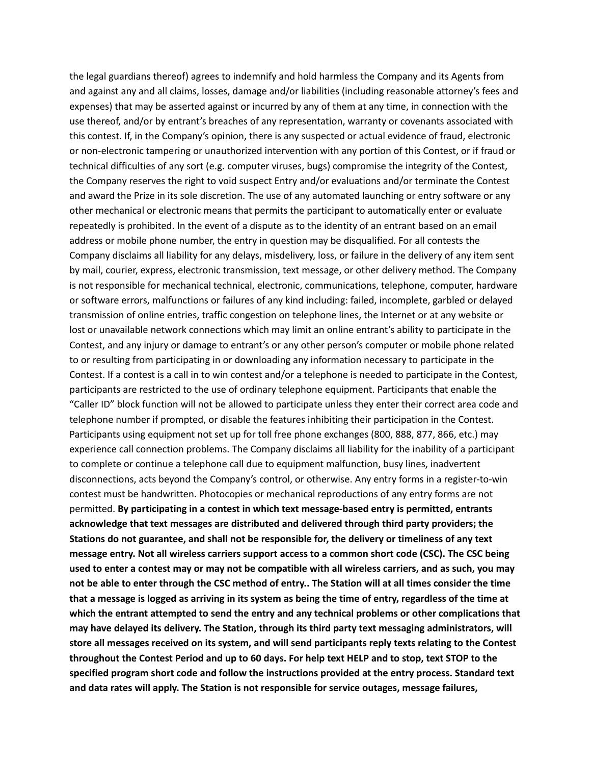the legal guardians thereof) agrees to indemnify and hold harmless the Company and its Agents from and against any and all claims, losses, damage and/or liabilities (including reasonable attorney's fees and expenses) that may be asserted against or incurred by any of them at any time, in connection with the use thereof, and/or by entrant's breaches of any representation, warranty or covenants associated with this contest. If, in the Company's opinion, there is any suspected or actual evidence of fraud, electronic or non-electronic tampering or unauthorized intervention with any portion of this Contest, or if fraud or technical difficulties of any sort (e.g. computer viruses, bugs) compromise the integrity of the Contest, the Company reserves the right to void suspect Entry and/or evaluations and/or terminate the Contest and award the Prize in its sole discretion. The use of any automated launching or entry software or any other mechanical or electronic means that permits the participant to automatically enter or evaluate repeatedly is prohibited. In the event of a dispute as to the identity of an entrant based on an email address or mobile phone number, the entry in question may be disqualified. For all contests the Company disclaims all liability for any delays, misdelivery, loss, or failure in the delivery of any item sent by mail, courier, express, electronic transmission, text message, or other delivery method. The Company is not responsible for mechanical technical, electronic, communications, telephone, computer, hardware or software errors, malfunctions or failures of any kind including: failed, incomplete, garbled or delayed transmission of online entries, traffic congestion on telephone lines, the Internet or at any website or lost or unavailable network connections which may limit an online entrant's ability to participate in the Contest, and any injury or damage to entrant's or any other person's computer or mobile phone related to or resulting from participating in or downloading any information necessary to participate in the Contest. If a contest is a call in to win contest and/or a telephone is needed to participate in the Contest, participants are restricted to the use of ordinary telephone equipment. Participants that enable the "Caller ID" block function will not be allowed to participate unless they enter their correct area code and telephone number if prompted, or disable the features inhibiting their participation in the Contest. Participants using equipment not set up for toll free phone exchanges (800, 888, 877, 866, etc.) may experience call connection problems. The Company disclaims all liability for the inability of a participant to complete or continue a telephone call due to equipment malfunction, busy lines, inadvertent disconnections, acts beyond the Company's control, or otherwise. Any entry forms in a register-to-win contest must be handwritten. Photocopies or mechanical reproductions of any entry forms are not permitted. **By participating in a contest in which text message-based entry is permitted, entrants acknowledge that text messages are distributed and delivered through third party providers; the Stations do not guarantee, and shall not be responsible for, the delivery or timeliness of any text message entry. Not all wireless carriers support access to a common short code (CSC). The CSC being used to enter a contest may or may not be compatible with all wireless carriers, and as such, you may not be able to enter through the CSC method of entry.. The Station will at all times consider the time that a message is logged as arriving in its system as being the time of entry, regardless of the time at which the entrant attempted to send the entry and any technical problems or other complications that may have delayed its delivery. The Station, through its third party text messaging administrators, will store all messages received on its system, and will send participants reply texts relating to the Contest throughout the Contest Period and up to 60 days. For help text HELP and to stop, text STOP to the specified program short code and follow the instructions provided at the entry process. Standard text and data rates will apply. The Station is not responsible for service outages, message failures,**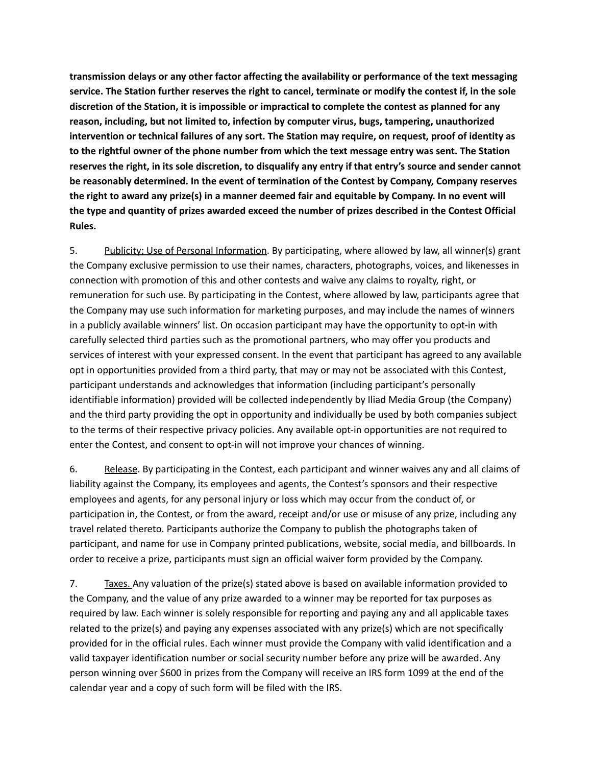**transmission delays or any other factor affecting the availability or performance of the text messaging service. The Station further reserves the right to cancel, terminate or modify the contest if, in the sole discretion of the Station, it is impossible or impractical to complete the contest as planned for any reason, including, but not limited to, infection by computer virus, bugs, tampering, unauthorized intervention or technical failures of any sort. The Station may require, on request, proof of identity as to the rightful owner of the phone number from which the text message entry was sent. The Station reserves the right, in its sole discretion, to disqualify any entry if that entry's source and sender cannot be reasonably determined. In the event of termination of the Contest by Company, Company reserves the right to award any prize(s) in a manner deemed fair and equitable by Company. In no event will the type and quantity of prizes awarded exceed the number of prizes described in the Contest Official Rules.**

5. Publicity; Use of Personal Information. By participating, where allowed by law, all winner(s) grant the Company exclusive permission to use their names, characters, photographs, voices, and likenesses in connection with promotion of this and other contests and waive any claims to royalty, right, or remuneration for such use. By participating in the Contest, where allowed by law, participants agree that the Company may use such information for marketing purposes, and may include the names of winners in a publicly available winners' list. On occasion participant may have the opportunity to opt-in with carefully selected third parties such as the promotional partners, who may offer you products and services of interest with your expressed consent. In the event that participant has agreed to any available opt in opportunities provided from a third party, that may or may not be associated with this Contest, participant understands and acknowledges that information (including participant's personally identifiable information) provided will be collected independently by Iliad Media Group (the Company) and the third party providing the opt in opportunity and individually be used by both companies subject to the terms of their respective privacy policies. Any available opt-in opportunities are not required to enter the Contest, and consent to opt-in will not improve your chances of winning.

6. Release. By participating in the Contest, each participant and winner waives any and all claims of liability against the Company, its employees and agents, the Contest's sponsors and their respective employees and agents, for any personal injury or loss which may occur from the conduct of, or participation in, the Contest, or from the award, receipt and/or use or misuse of any prize, including any travel related thereto. Participants authorize the Company to publish the photographs taken of participant, and name for use in Company printed publications, website, social media, and billboards. In order to receive a prize, participants must sign an official waiver form provided by the Company.

7. Taxes. Any valuation of the prize(s) stated above is based on available information provided to the Company, and the value of any prize awarded to a winner may be reported for tax purposes as required by law. Each winner is solely responsible for reporting and paying any and all applicable taxes related to the prize(s) and paying any expenses associated with any prize(s) which are not specifically provided for in the official rules. Each winner must provide the Company with valid identification and a valid taxpayer identification number or social security number before any prize will be awarded. Any person winning over $600 in prizes from the Company will receive an IRS form 1099 at the end of the calendar year and a copy of such form will be filed with the IRS.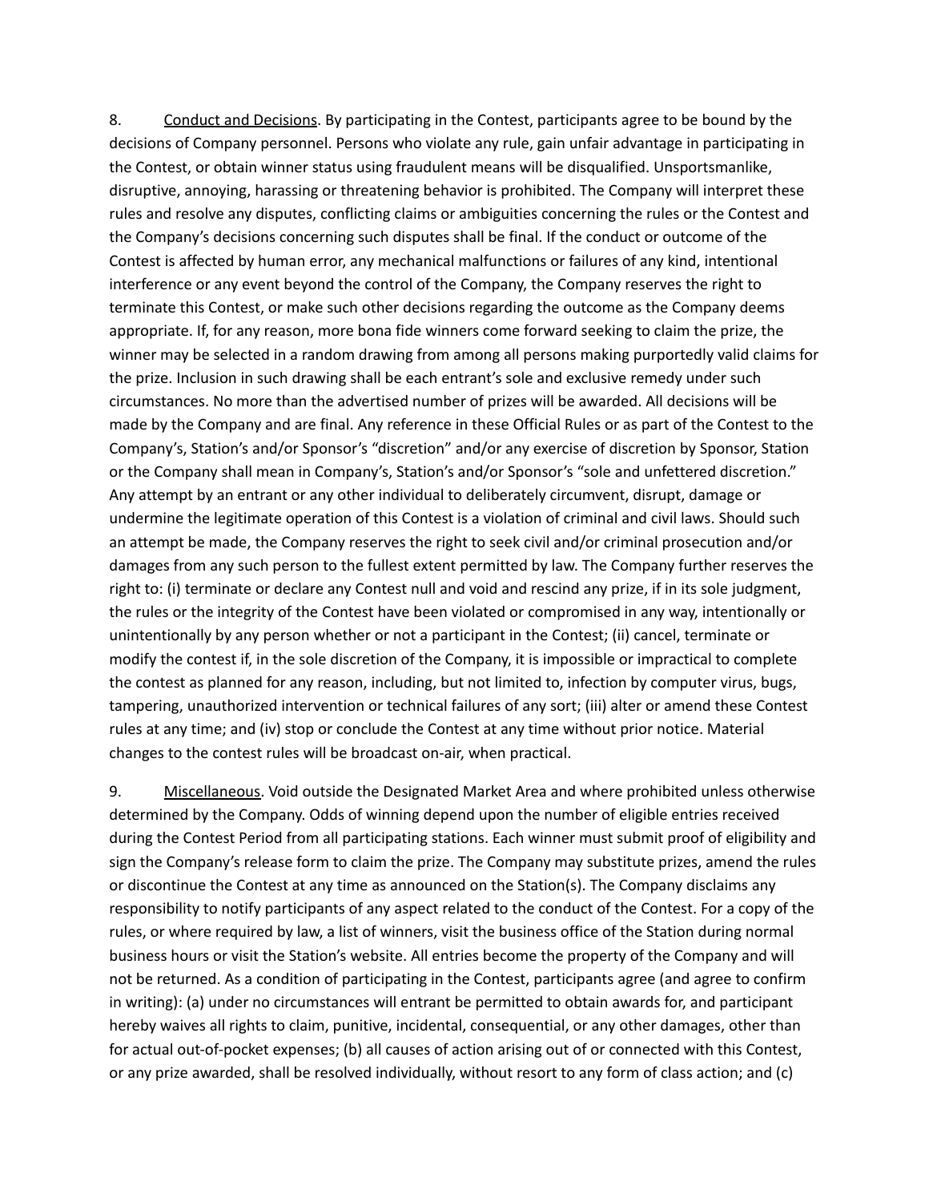8. <u>Conduct and Decisions</u>. By participating in the Contest, participants agree to be bound by the decisions of Company personnel. Persons who violate any rule, gain unfair advantage in participating in the Contest, or obtain winner status using fraudulent means will be disqualified. Unsportsmanlike, disruptive, annoying, harassing or threatening behavior is prohibited. The Company will interpret these rules and resolve any disputes, conflicting claims or ambiguities concerning the rules or the Contest and the Company's decisions concerning such disputes shall be final. If the conduct or outcome of the Contest is affected by human error, any mechanical malfunctions or failures of any kind, intentional interference or any event beyond the control of the Company, the Company reserves the right to terminate this Contest, or make such other decisions regarding the outcome as the Company deems appropriate. If, for any reason, more bona fide winners come forward seeking to claim the prize, the winner may be selected in a random drawing from among all persons making purportedly valid claims for the prize. Inclusion in such drawing shall be each entrant's sole and exclusive remedy under such circumstances. No more than the advertised number of prizes will be awarded. All decisions will be made by the Company and are final. Any reference in these Official Rules or as part of the Contest to the Company's, Station's and/or Sponsor's "discretion" and/or any exercise of discretion by Sponsor, Station or the Company shall mean in Company's, Station's and/or Sponsor's "sole and unfettered discretion." Any attempt by an entrant or any other individual to deliberately circumvent, disrupt, damage or undermine the legitimate operation of this Contest is a violation of criminal and civil laws. Should such an attempt be made, the Company reserves the right to seek civil and/or criminal prosecution and/or damages from any such person to the fullest extent permitted by law. The Company further reserves the right to: (i) terminate or declare any Contest null and void and rescind any prize, if in its sole judgment, the rules or the integrity of the Contest have been violated or compromised in any way, intentionally or unintentionally by any person whether or not a participant in the Contest; (ii) cancel, terminate or modify the contest if, in the sole discretion of the Company, it is impossible or impractical to complete the contest as planned for any reason, including, but not limited to, infection by computer virus, bugs, tampering, unauthorized intervention or technical failures of any sort; (iii) alter or amend these Contest rules at any time; and (iv) stop or conclude the Contest at any time without prior notice. Material changes to the contest rules will be broadcast on-air, when practical.

9. <u>Miscellaneous</u>. Void outside the Designated Market Area and where prohibited unless otherwise determined by the Company. Odds of winning depend upon the number of eligible entries received during the Contest Period from all participating stations. Each winner must submit proof of eligibility and sign the Company's release form to claim the prize. The Company may substitute prizes, amend the rules or discontinue the Contest at any time as announced on the Station(s). The Company disclaims any responsibility to notify participants of any aspect related to the conduct of the Contest. For a copy of the rules, or where required by law, a list of winners, visit the business office of the Station during normal business hours or visit the Station's website. All entries become the property of the Company and will not be returned. As a condition of participating in the Contest, participants agree (and agree to confirm in writing): (a) under no circumstances will entrant be permitted to obtain awards for, and participant hereby waives all rights to claim, punitive, incidental, consequential, or any other damages, other than for actual out-of-pocket expenses; (b) all causes of action arising out of or connected with this Contest, or any prize awarded, shall be resolved individually, without resort to any form of class action; and (c)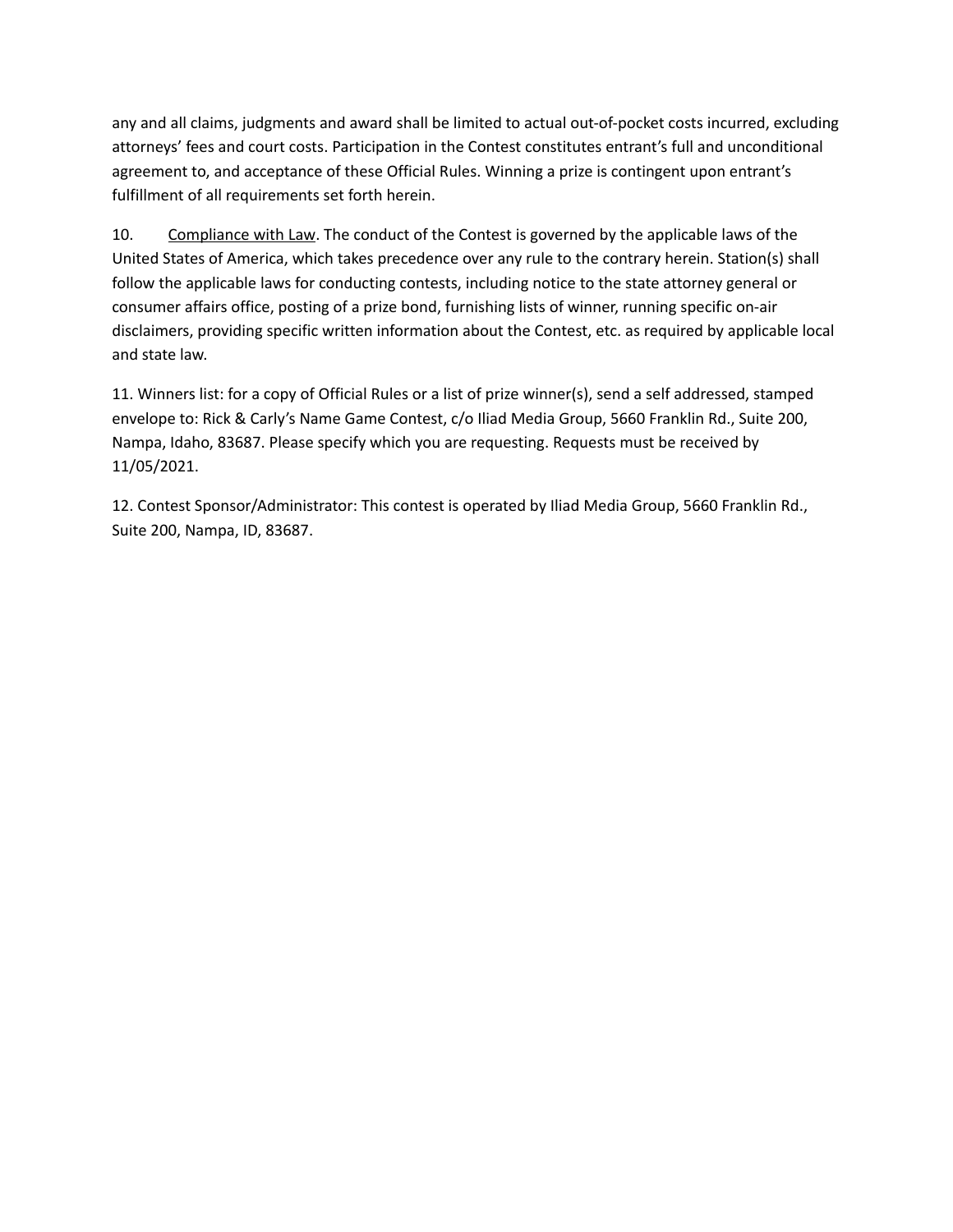any and all claims, judgments and award shall be limited to actual out-of-pocket costs incurred, excluding attorneys' fees and court costs. Participation in the Contest constitutes entrant's full and unconditional agreement to, and acceptance of these Official Rules. Winning a prize is contingent upon entrant's fulfillment of all requirements set forth herein.

10. Compliance with Law. The conduct of the Contest is governed by the applicable laws of the United States of America, which takes precedence over any rule to the contrary herein. Station(s) shall follow the applicable laws for conducting contests, including notice to the state attorney general or consumer affairs office, posting of a prize bond, furnishing lists of winner, running specific on-air disclaimers, providing specific written information about the Contest, etc. as required by applicable local and state law.

11. Winners list: for a copy of Official Rules or a list of prize winner(s), send a self addressed, stamped envelope to: Rick & Carly's Name Game Contest, c/o Iliad Media Group, 5660 Franklin Rd., Suite 200, Nampa, Idaho, 83687. Please specify which you are requesting. Requests must be received by 11/05/2021.

12. Contest Sponsor/Administrator: This contest is operated by Iliad Media Group, 5660 Franklin Rd., Suite 200, Nampa, ID, 83687.